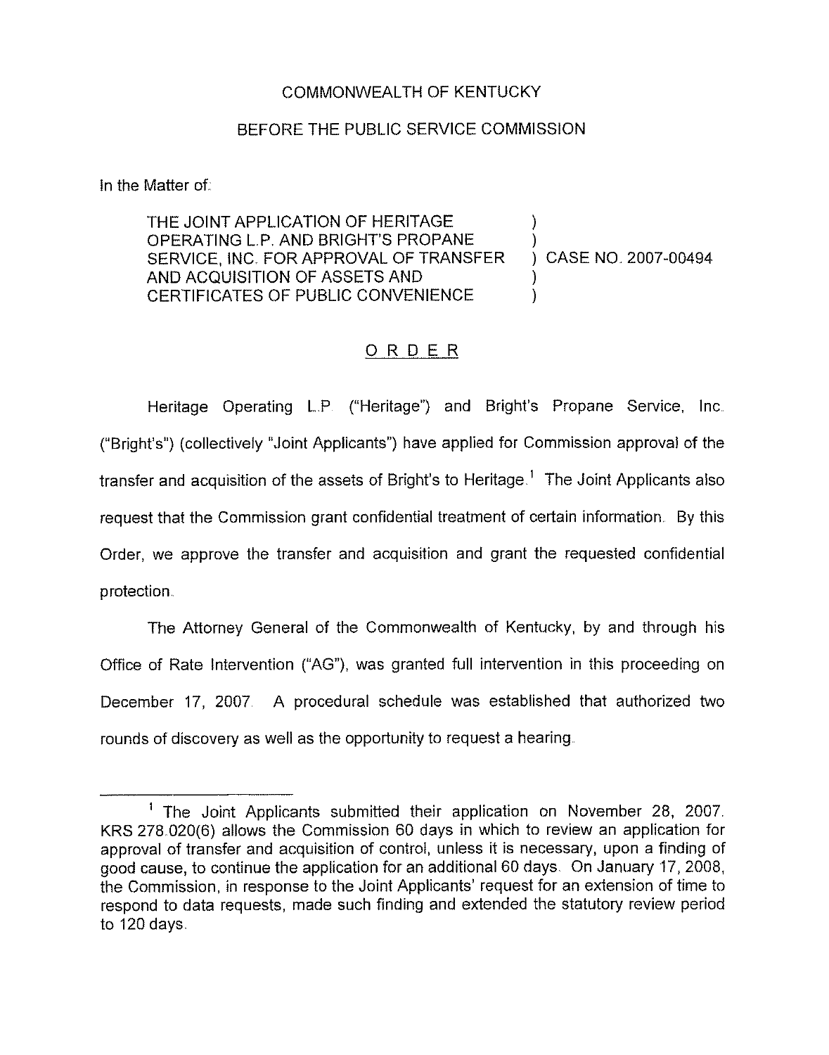COMMONWEALTH OF KENTUCKY

BEFORE THE PUBLIC SERVICE COMMISSION

In the Matter of:

| | | |
|---|---|---|
| THE JOINT APPLICATION OF HERITAGE OPERATING L.P. AND BRIGHT'S PROPANE SERVICE, INC. FOR APPROVAL OF TRANSFER AND ACQUISITION OF ASSETS AND CERTIFICATES OF PUBLIC CONVENIENCE | ) | CASE NO. 2007-00494 |

ORDER

Heritage Operating L.P. ("Heritage") and Bright's Propane Service, Inc. ("Bright's") (collectively "Joint Applicants") have applied for Commission approval of the transfer and acquisition of the assets of Bright's to Heritage.[1] The Joint Applicants also request that the Commission grant confidential treatment of certain information. By this Order, we approve the transfer and acquisition and grant the requested confidential protection.

The Attorney General of the Commonwealth of Kentucky, by and through his Office of Rate Intervention ("AG"), was granted full intervention in this proceeding on December 17, 2007. A procedural schedule was established that authorized two rounds of discovery as well as the opportunity to request a hearing.

---

[1] The Joint Applicants submitted their application on November 28, 2007. KRS 278.020(6) allows the Commission 60 days in which to review an application for approval of transfer and acquisition of control, unless it is necessary, upon a finding of good cause, to continue the application for an additional 60 days. On January 17, 2008, the Commission, in response to the Joint Applicants' request for an extension of time to respond to data requests, made such finding and extended the statutory review period to 120 days.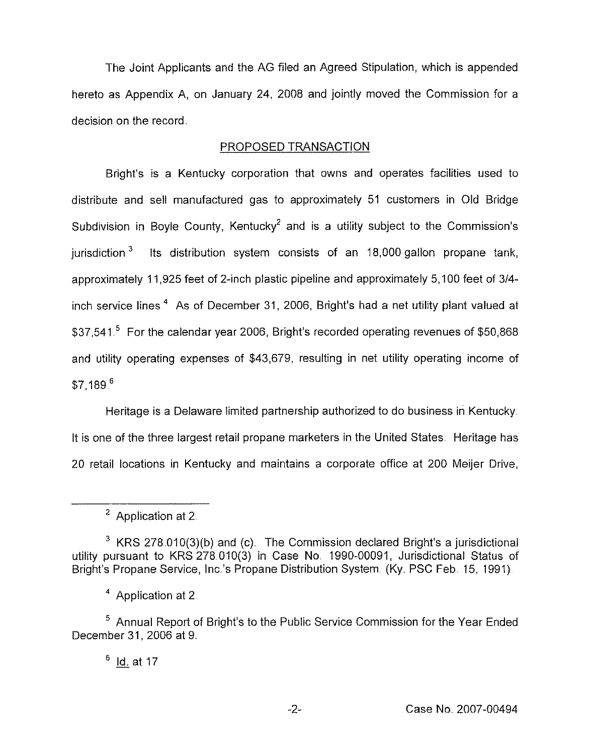The Joint Applicants and the AG filed an Agreed Stipulation, which is appended hereto as Appendix A, on January 24, 2008 and jointly moved the Commission for a decision on the record.

## PROPOSED TRANSACTION

Bright's is a Kentucky corporation that owns and operates facilities used to distribute and sell manufactured gas to approximately 51 customers in Old Bridge Subdivision in Boyle County, Kentucky[2] and is a utility subject to the Commission's jurisdiction.[3] Its distribution system consists of an 18,000 gallon propane tank, approximately 11,925 feet of 2-inch plastic pipeline and approximately 5,100 feet of 3/4-inch service lines.[4] As of December 31, 2006, Bright's had a net utility plant valued at \$37,541.[5] For the calendar year 2006, Bright's recorded operating revenues of \$50,868 and utility operating expenses of \$43,679, resulting in net utility operating income of \$7,189.[6]

Heritage is a Delaware limited partnership authorized to do business in Kentucky. It is one of the three largest retail propane marketers in the United States. Heritage has 20 retail locations in Kentucky and maintains a corporate office at 200 Meijer Drive,

---

[2] Application at 2.

[3] KRS 278.010(3)(b) and (c). The Commission declared Bright's a jurisdictional utility pursuant to KRS 278.010(3) in Case No. 1990-00091, Jurisdictional Status of Bright's Propane Service, Inc.'s Propane Distribution System. (Ky. PSC Feb. 15, 1991).

[4] Application at 2.

[5] Annual Report of Bright's to the Public Service Commission for the Year Ended December 31, 2006 at 9.

[6] Id. at 17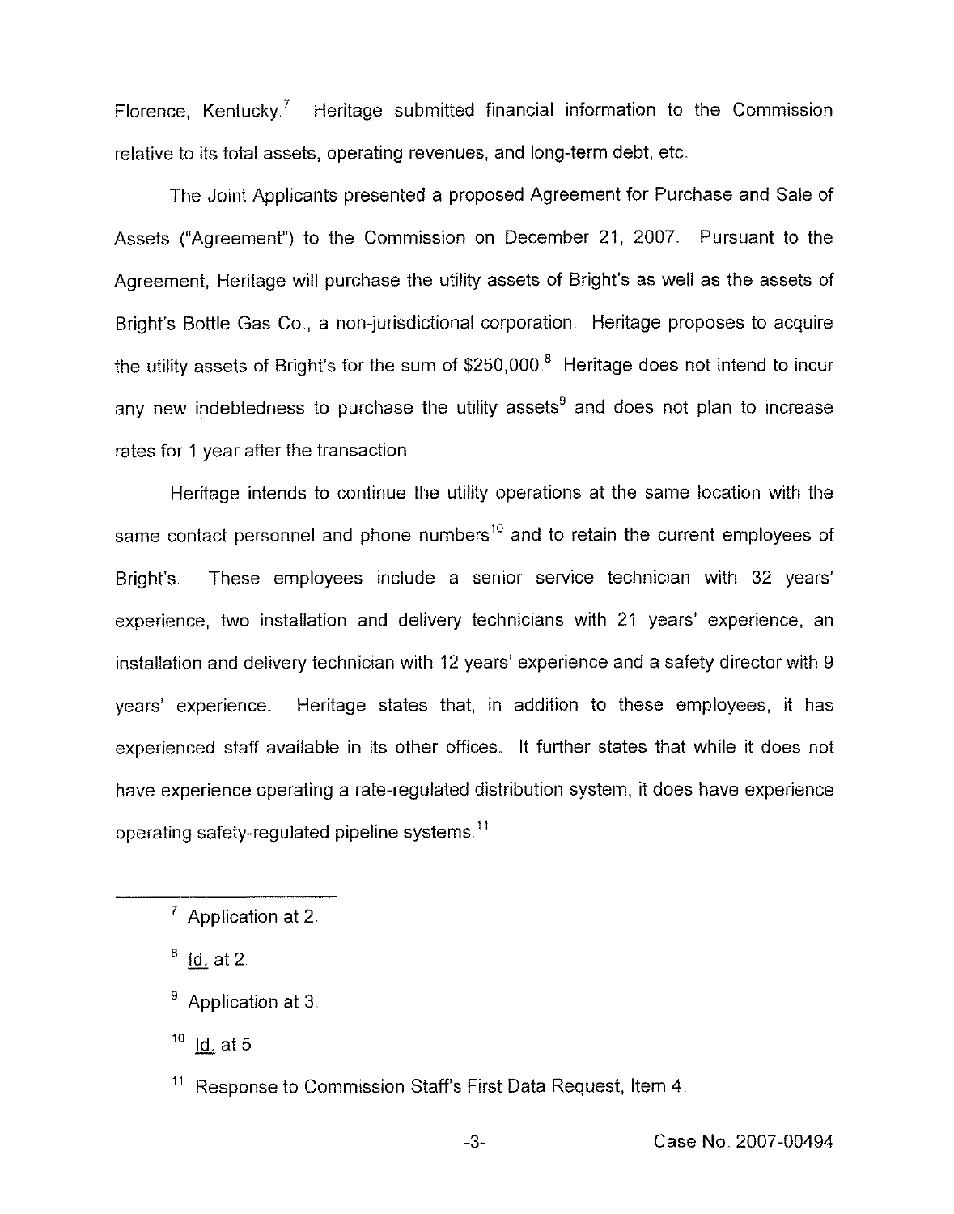Florence, Kentucky.[7] Heritage submitted financial information to the Commission relative to its total assets, operating revenues, and long-term debt, etc.

The Joint Applicants presented a proposed Agreement for Purchase and Sale of Assets ("Agreement") to the Commission on December 21, 2007. Pursuant to the Agreement, Heritage will purchase the utility assets of Bright's as well as the assets of Bright's Bottle Gas Co., a non-jurisdictional corporation. Heritage proposes to acquire the utility assets of Bright's for the sum of $250,000.[8] Heritage does not intend to incur any new indebtedness to purchase the utility assets[9] and does not plan to increase rates for 1 year after the transaction.

Heritage intends to continue the utility operations at the same location with the same contact personnel and phone numbers[10] and to retain the current employees of Bright's. These employees include a senior service technician with 32 years' experience, two installation and delivery technicians with 21 years' experience, an installation and delivery technician with 12 years' experience and a safety director with 9 years' experience. Heritage states that, in addition to these employees, it has experienced staff available in its other offices. It further states that while it does not have experience operating a rate-regulated distribution system, it does have experience operating safety-regulated pipeline systems.[11]

---

[7] Application at 2.

[8] Id. at 2.

[9] Application at 3.

[10] Id. at 5

[11] Response to Commission Staff's First Data Request, Item 4.

Case No. 2007-00494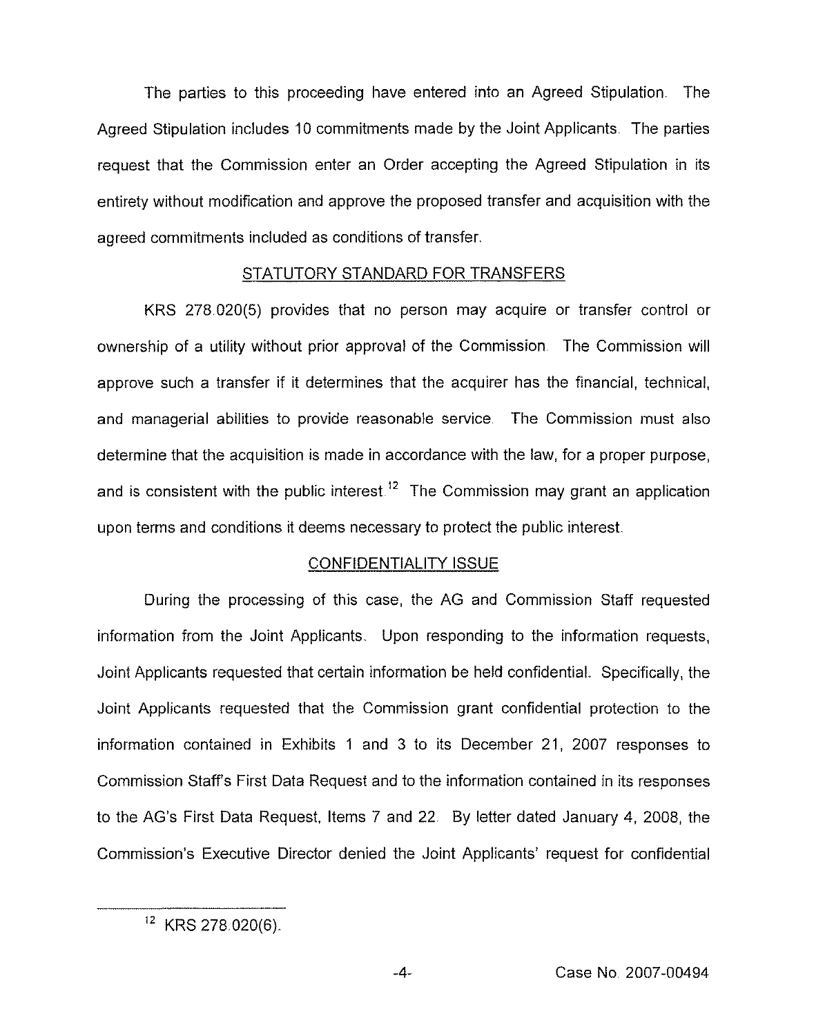The parties to this proceeding have entered into an Agreed Stipulation. The Agreed Stipulation includes 10 commitments made by the Joint Applicants. The parties request that the Commission enter an Order accepting the Agreed Stipulation in its entirety without modification and approve the proposed transfer and acquisition with the agreed commitments included as conditions of transfer.

## STATUTORY STANDARD FOR TRANSFERS

KRS 278.020(5) provides that no person may acquire or transfer control or ownership of a utility without prior approval of the Commission. The Commission will approve such a transfer if it determines that the acquirer has the financial, technical, and managerial abilities to provide reasonable service. The Commission must also determine that the acquisition is made in accordance with the law, for a proper purpose, and is consistent with the public interest.[12] The Commission may grant an application upon terms and conditions it deems necessary to protect the public interest.

## CONFIDENTIALITY ISSUE

During the processing of this case, the AG and Commission Staff requested information from the Joint Applicants. Upon responding to the information requests, Joint Applicants requested that certain information be held confidential. Specifically, the Joint Applicants requested that the Commission grant confidential protection to the information contained in Exhibits 1 and 3 to its December 21, 2007 responses to Commission Staff's First Data Request and to the information contained in its responses to the AG's First Data Request, Items 7 and 22. By letter dated January 4, 2008, the Commission's Executive Director denied the Joint Applicants' request for confidential

[12] KRS 278.020(6).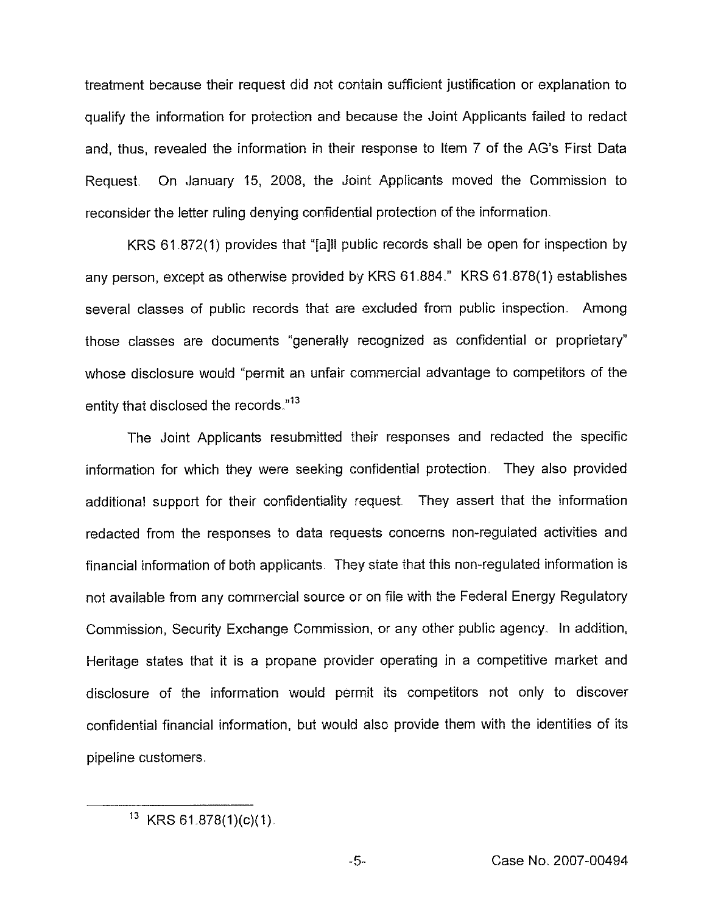treatment because their request did not contain sufficient justification or explanation to qualify the information for protection and because the Joint Applicants failed to redact and, thus, revealed the information in their response to Item 7 of the AG's First Data Request. On January 15, 2008, the Joint Applicants moved the Commission to reconsider the letter ruling denying confidential protection of the information.

KRS 61.872(1) provides that "[a]ll public records shall be open for inspection by any person, except as otherwise provided by KRS 61.884." KRS 61.878(1) establishes several classes of public records that are excluded from public inspection. Among those classes are documents "generally recognized as confidential or proprietary" whose disclosure would "permit an unfair commercial advantage to competitors of the entity that disclosed the records."[13]

The Joint Applicants resubmitted their responses and redacted the specific information for which they were seeking confidential protection. They also provided additional support for their confidentiality request. They assert that the information redacted from the responses to data requests concerns non-regulated activities and financial information of both applicants. They state that this non-regulated information is not available from any commercial source or on file with the Federal Energy Regulatory Commission, Security Exchange Commission, or any other public agency. In addition, Heritage states that it is a propane provider operating in a competitive market and disclosure of the information would permit its competitors not only to discover confidential financial information, but would also provide them with the identities of its pipeline customers.

---

[13] KRS 61.878(1)(c)(1).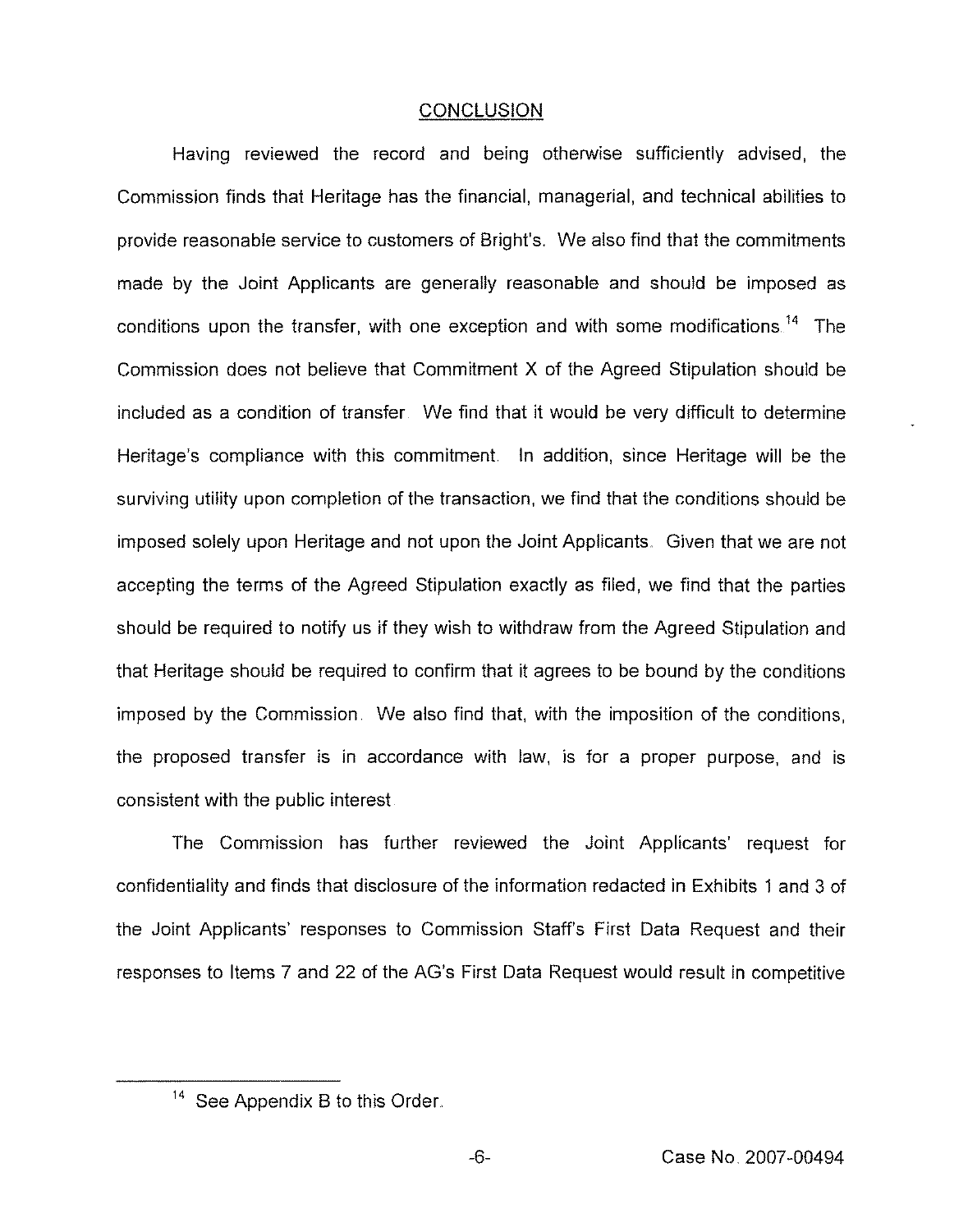## CONCLUSION

Having reviewed the record and being otherwise sufficiently advised, the Commission finds that Heritage has the financial, managerial, and technical abilities to provide reasonable service to customers of Bright's. We also find that the commitments made by the Joint Applicants are generally reasonable and should be imposed as conditions upon the transfer, with one exception and with some modifications.[14] The Commission does not believe that Commitment X of the Agreed Stipulation should be included as a condition of transfer. We find that it would be very difficult to determine Heritage's compliance with this commitment. In addition, since Heritage will be the surviving utility upon completion of the transaction, we find that the conditions should be imposed solely upon Heritage and not upon the Joint Applicants. Given that we are not accepting the terms of the Agreed Stipulation exactly as filed, we find that the parties should be required to notify us if they wish to withdraw from the Agreed Stipulation and that Heritage should be required to confirm that it agrees to be bound by the conditions imposed by the Commission. We also find that, with the imposition of the conditions, the proposed transfer is in accordance with law, is for a proper purpose, and is consistent with the public interest.

The Commission has further reviewed the Joint Applicants' request for confidentiality and finds that disclosure of the information redacted in Exhibits 1 and 3 of the Joint Applicants' responses to Commission Staff's First Data Request and their responses to Items 7 and 22 of the AG's First Data Request would result in competitive

[14] See Appendix B to this Order.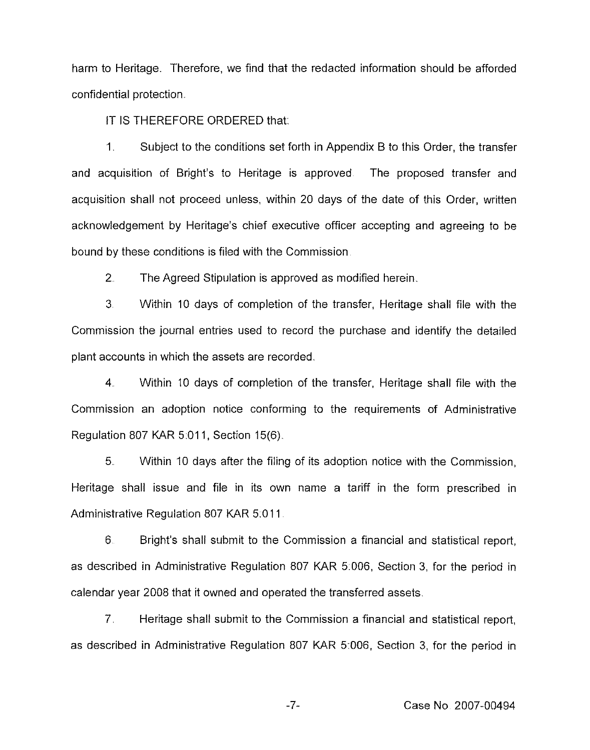harm to Heritage. Therefore, we find that the redacted information should be afforded confidential protection.

IT IS THEREFORE ORDERED that:

1. Subject to the conditions set forth in Appendix B to this Order, the transfer and acquisition of Bright's to Heritage is approved. The proposed transfer and acquisition shall not proceed unless, within 20 days of the date of this Order, written acknowledgement by Heritage's chief executive officer accepting and agreeing to be bound by these conditions is filed with the Commission.

2. The Agreed Stipulation is approved as modified herein.

3. Within 10 days of completion of the transfer, Heritage shall file with the Commission the journal entries used to record the purchase and identify the detailed plant accounts in which the assets are recorded.

4. Within 10 days of completion of the transfer, Heritage shall file with the Commission an adoption notice conforming to the requirements of Administrative Regulation 807 KAR 5:011, Section 15(6).

5. Within 10 days after the filing of its adoption notice with the Commission, Heritage shall issue and file in its own name a tariff in the form prescribed in Administrative Regulation 807 KAR 5:011.

6. Bright's shall submit to the Commission a financial and statistical report, as described in Administrative Regulation 807 KAR 5:006, Section 3, for the period in calendar year 2008 that it owned and operated the transferred assets.

7. Heritage shall submit to the Commission a financial and statistical report, as described in Administrative Regulation 807 KAR 5:006, Section 3, for the period in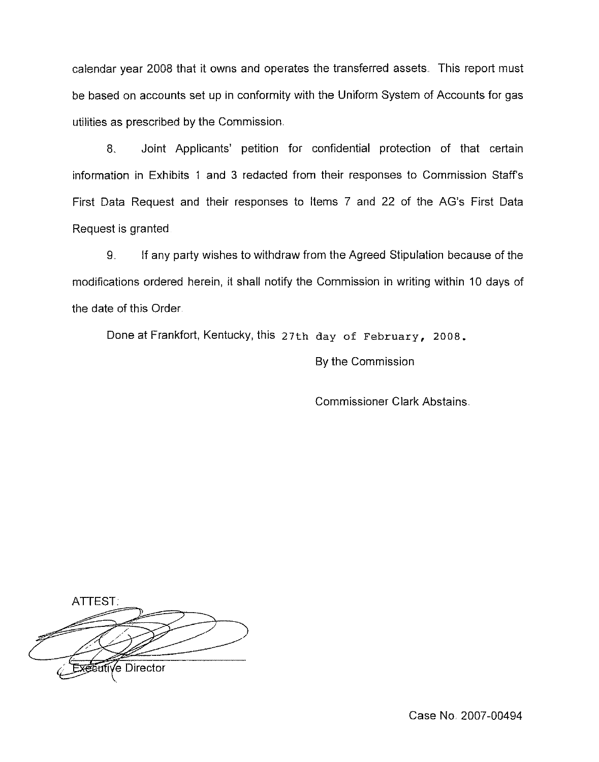calendar year 2008 that it owns and operates the transferred assets. This report must be based on accounts set up in conformity with the Uniform System of Accounts for gas utilities as prescribed by the Commission.

8. Joint Applicants' petition for confidential protection of that certain information in Exhibits 1 and 3 redacted from their responses to Commission Staff's First Data Request and their responses to Items 7 and 22 of the AG's First Data Request is granted.

9. If any party wishes to withdraw from the Agreed Stipulation because of the modifications ordered herein, it shall notify the Commission in writing within 10 days of the date of this Order.

Done at Frankfort, Kentucky, this 27th day of February, 2008.

By the Commission

Commissioner Clark Abstains.

ATTEST:

Executive Director

Case No. 2007-00494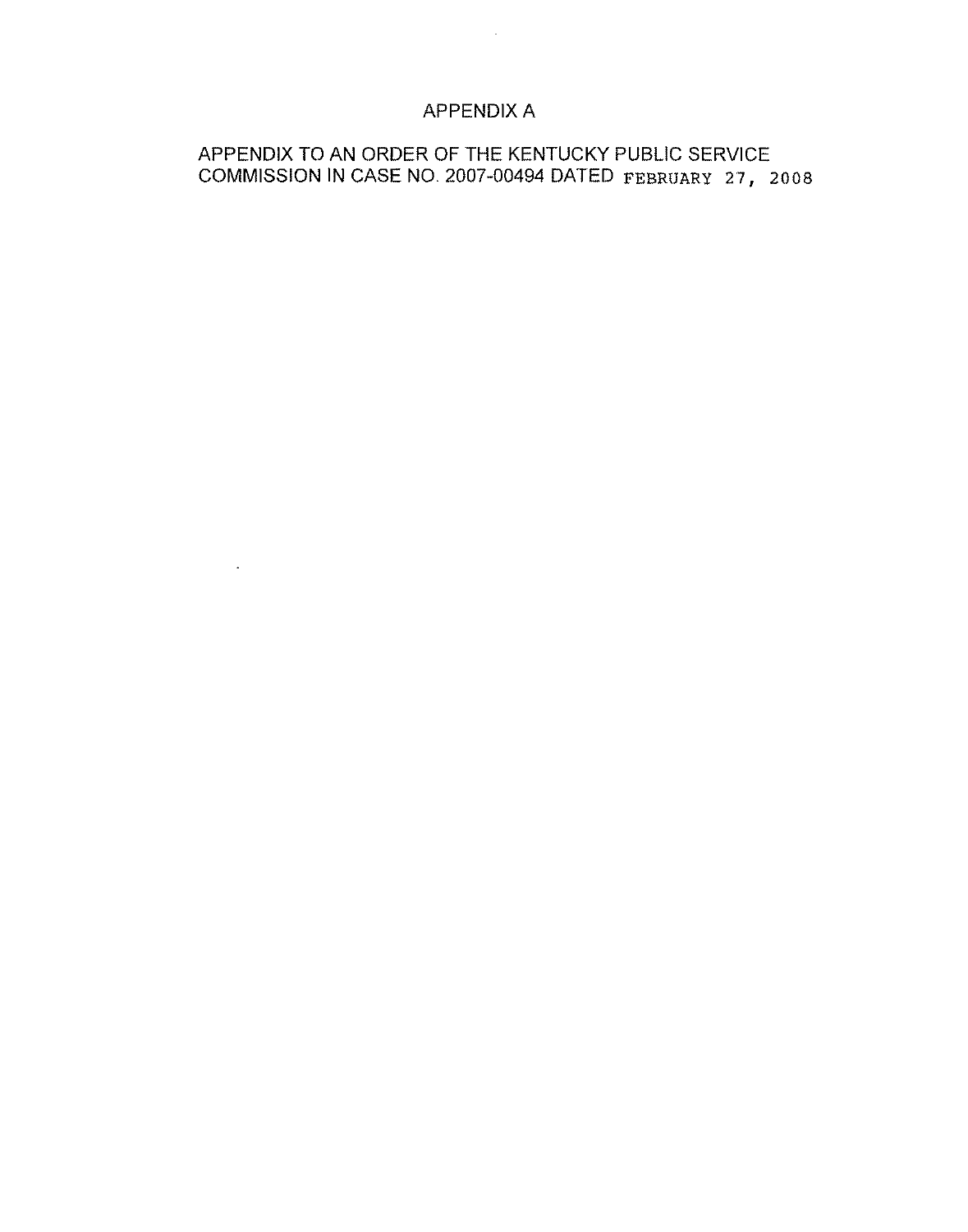# APPENDIX A

APPENDIX TO AN ORDER OF THE KENTUCKY PUBLIC SERVICE COMMISSION IN CASE NO. 2007-00494 DATED FEBRUARY 27, 2008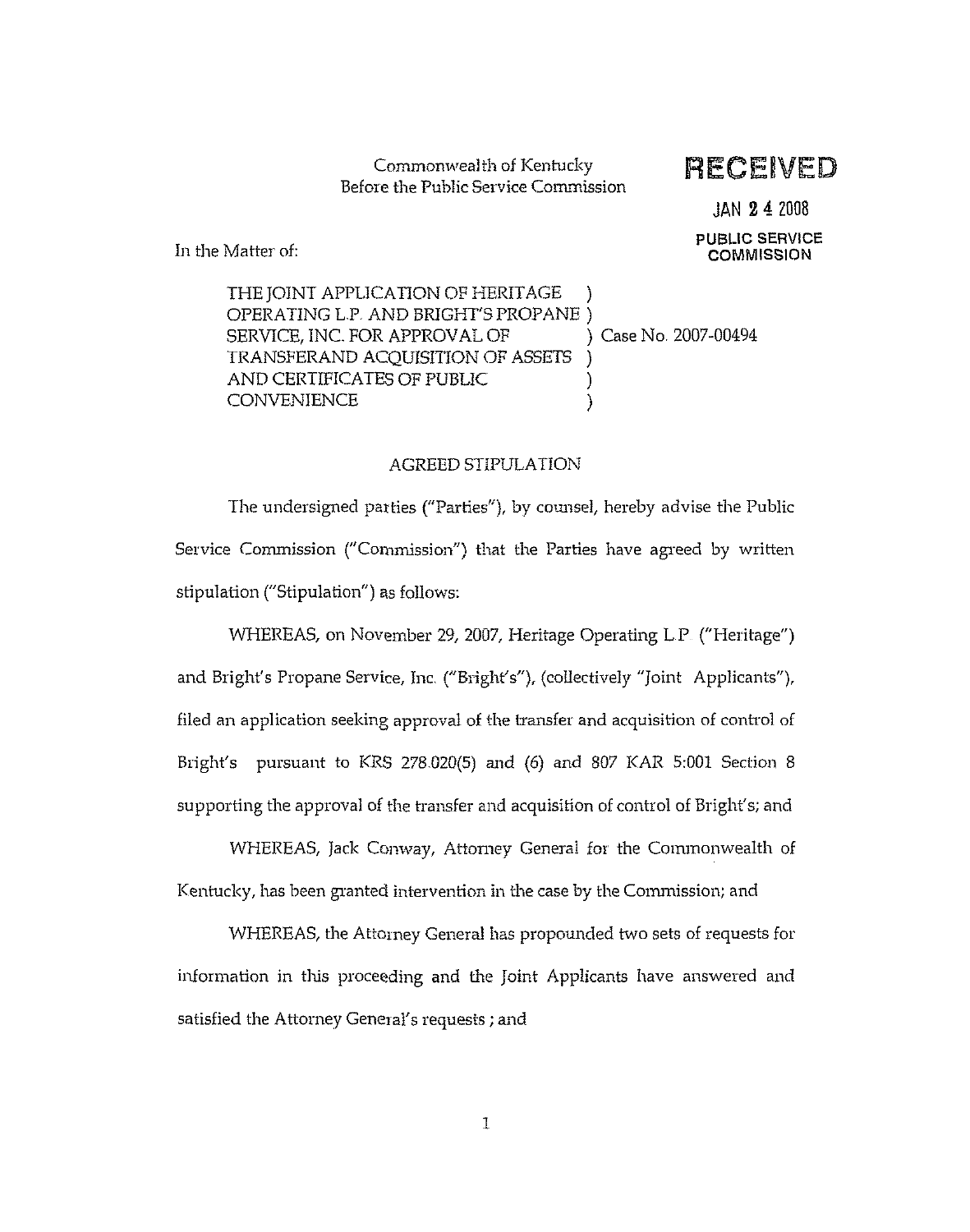Commonwealth of Kentucky
Before the Public Service Commission

**RECEIVED**

JAN 24 2008

PUBLIC SERVICE COMMISSION

In the Matter of:

THE JOINT APPLICATION OF HERITAGE OPERATING L.P. AND BRIGHT'S PROPANE SERVICE, INC. FOR APPROVAL OF TRANSFERAND ACQUISITION OF ASSETS AND CERTIFICATES OF PUBLIC CONVENIENCE ) Case No. 2007-00494

AGREED STIPULATION

The undersigned parties ("Parties"), by counsel, hereby advise the Public Service Commission ("Commission") that the Parties have agreed by written stipulation ("Stipulation") as follows:

WHEREAS, on November 29, 2007, Heritage Operating L.P ("Heritage") and Bright's Propane Service, Inc. ("Bright's"), (collectively "Joint Applicants"), filed an application seeking approval of the transfer and acquisition of control of Bright's pursuant to KRS 278.020(5) and (6) and 807 KAR 5:001 Section 8 supporting the approval of the transfer and acquisition of control of Bright's; and

WHEREAS, Jack Conway, Attorney General for the Commonwealth of Kentucky, has been granted intervention in the case by the Commission; and

WHEREAS, the Attorney General has propounded two sets of requests for information in this proceeding and the Joint Applicants have answered and satisfied the Attorney General's requests ; and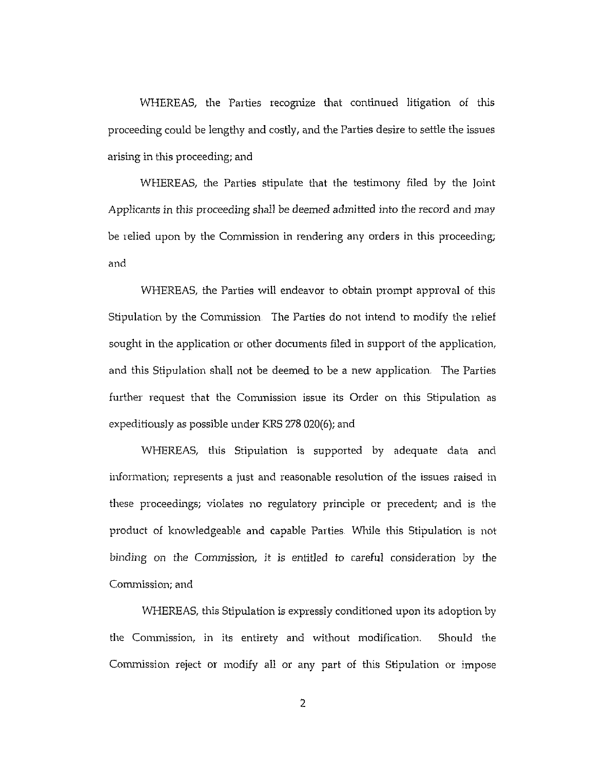WHEREAS, the Parties recognize that continued litigation of this proceeding could be lengthy and costly, and the Parties desire to settle the issues arising in this proceeding; and

WHEREAS, the Parties stipulate that the testimony filed by the Joint Applicants in this proceeding shall be deemed admitted into the record and may be relied upon by the Commission in rendering any orders in this proceeding; and

WHEREAS, the Parties will endeavor to obtain prompt approval of this Stipulation by the Commission. The Parties do not intend to modify the relief sought in the application or other documents filed in support of the application, and this Stipulation shall not be deemed to be a new application. The Parties further request that the Commission issue its Order on this Stipulation as expeditiously as possible under KRS 278.020(6); and

WHEREAS, this Stipulation is supported by adequate data and information; represents a just and reasonable resolution of the issues raised in these proceedings; violates no regulatory principle or precedent; and is the product of knowledgeable and capable Parties. While this Stipulation is not binding on the Commission, it is entitled to careful consideration by the Commission; and

WHEREAS, this Stipulation is expressly conditioned upon its adoption by the Commission, in its entirety and without modification. Should the Commission reject or modify all or any part of this Stipulation or impose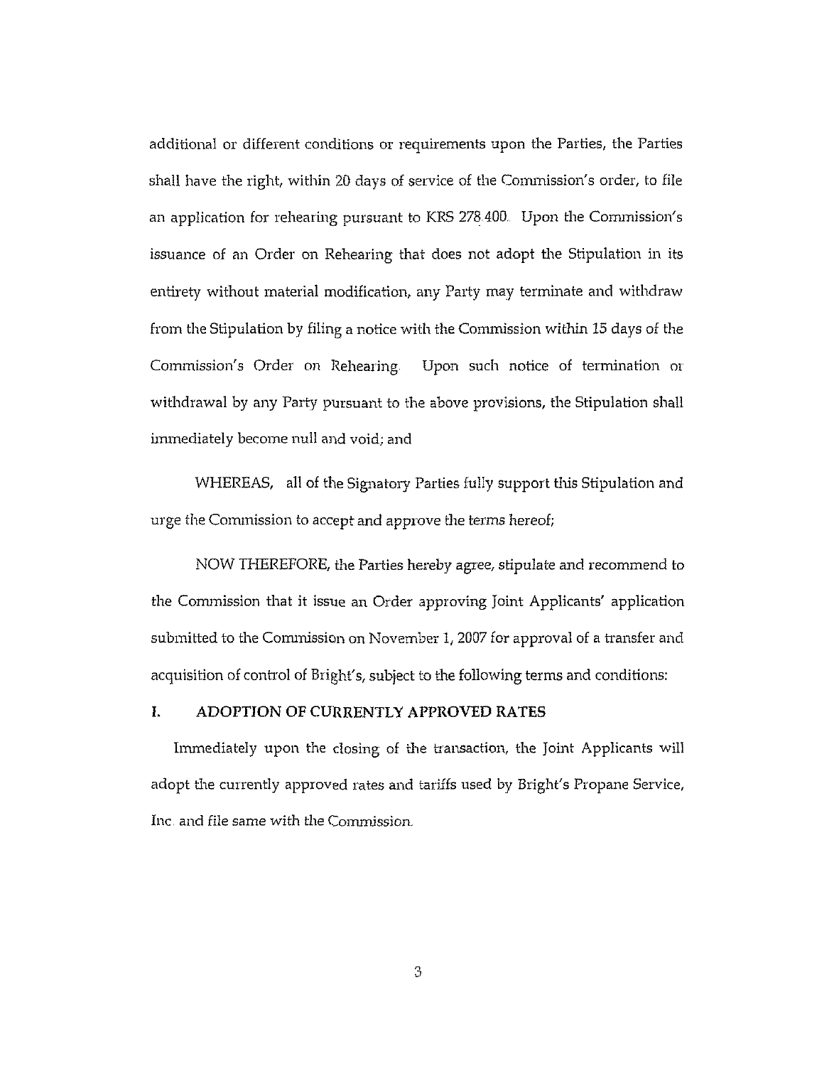additional or different conditions or requirements upon the Parties, the Parties shall have the right, within 20 days of service of the Commission's order, to file an application for rehearing pursuant to KRS 278.400. Upon the Commission's issuance of an Order on Rehearing that does not adopt the Stipulation in its entirety without material modification, any Party may terminate and withdraw from the Stipulation by filing a notice with the Commission within 15 days of the Commission's Order on Rehearing. Upon such notice of termination or withdrawal by any Party pursuant to the above provisions, the Stipulation shall immediately become null and void; and

WHEREAS, all of the Signatory Parties fully support this Stipulation and urge the Commission to accept and approve the terms hereof;

NOW THEREFORE, the Parties hereby agree, stipulate and recommend to the Commission that it issue an Order approving Joint Applicants' application submitted to the Commission on November 1, 2007 for approval of a transfer and acquisition of control of Bright's, subject to the following terms and conditions:

## I. ADOPTION OF CURRENTLY APPROVED RATES

Immediately upon the closing of the transaction, the Joint Applicants will adopt the currently approved rates and tariffs used by Bright's Propane Service, Inc. and file same with the Commission.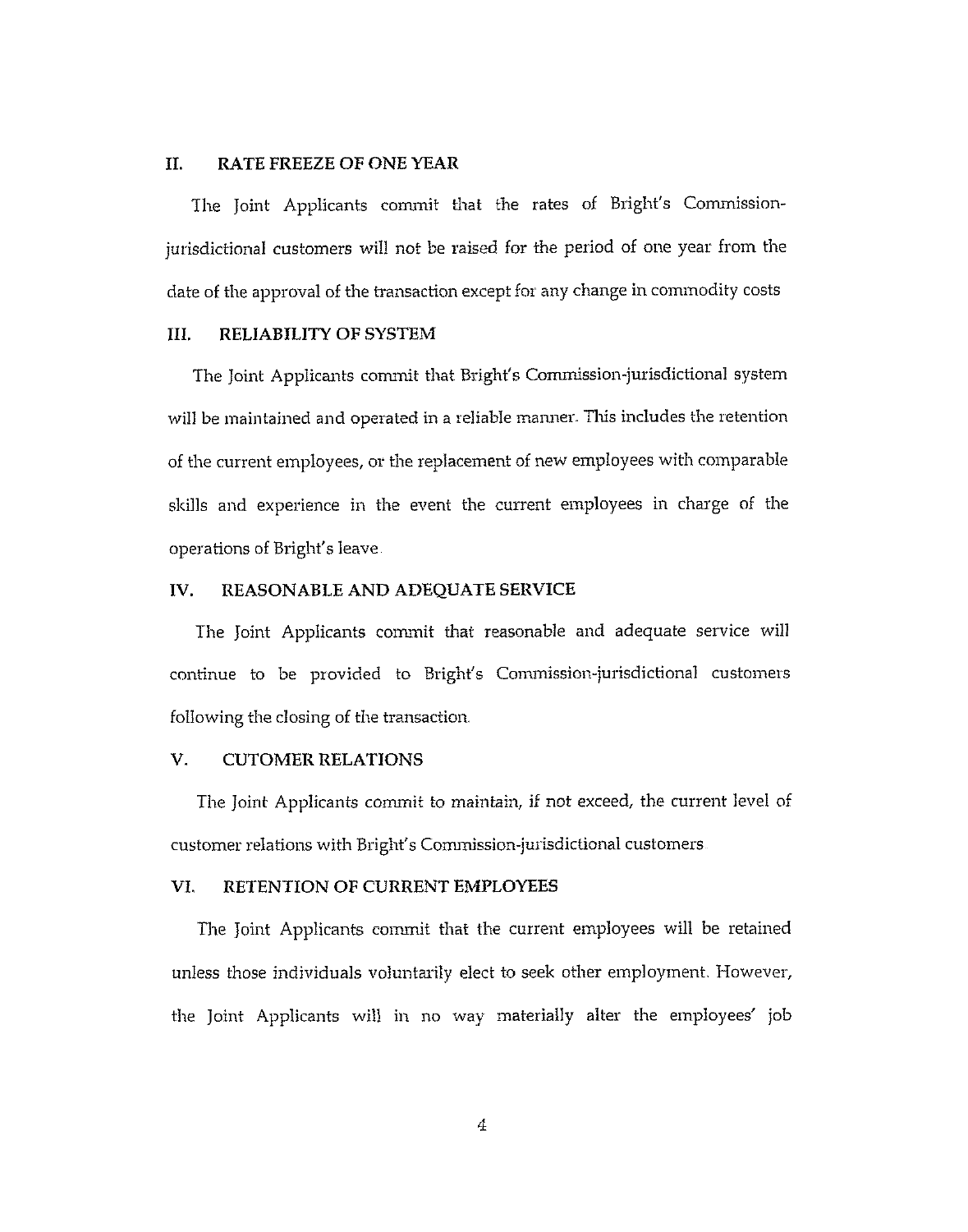## II. RATE FREEZE OF ONE YEAR

The Joint Applicants commit that the rates of Bright's Commission-jurisdictional customers will not be raised for the period of one year from the date of the approval of the transaction except for any change in commodity costs

## III. RELIABILITY OF SYSTEM

The Joint Applicants commit that Bright's Commission-jurisdictional system will be maintained and operated in a reliable manner. This includes the retention of the current employees, or the replacement of new employees with comparable skills and experience in the event the current employees in charge of the operations of Bright's leave.

## IV. REASONABLE AND ADEQUATE SERVICE

The Joint Applicants commit that reasonable and adequate service will continue to be provided to Bright's Commission-jurisdictional customers following the closing of the transaction.

## V. CUTOMER RELATIONS

The Joint Applicants commit to maintain, if not exceed, the current level of customer relations with Bright's Commission-jurisdictional customers

## VI. RETENTION OF CURRENT EMPLOYEES

The Joint Applicants commit that the current employees will be retained unless those individuals voluntarily elect to seek other employment. However, the Joint Applicants will in no way materially alter the employees' job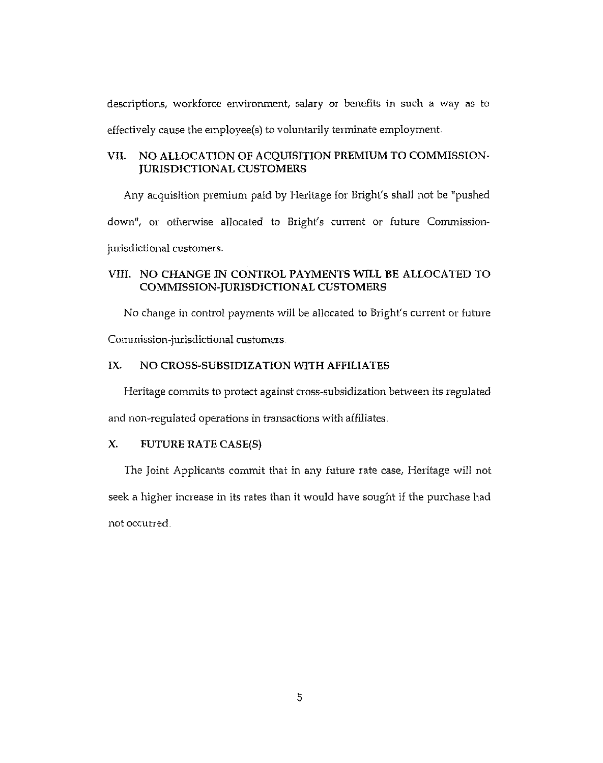descriptions, workforce environment, salary or benefits in such a way as to effectively cause the employee(s) to voluntarily terminate employment.

## VII. NO ALLOCATION OF ACQUISITION PREMIUM TO COMMISSION-JURISDICTIONAL CUSTOMERS

Any acquisition premium paid by Heritage for Bright's shall not be "pushed down", or otherwise allocated to Bright's current or future Commission-jurisdictional customers.

## VIII. NO CHANGE IN CONTROL PAYMENTS WILL BE ALLOCATED TO COMMISSION-JURISDICTIONAL CUSTOMERS

No change in control payments will be allocated to Bright's current or future Commission-jurisdictional customers.

## IX. NO CROSS-SUBSIDIZATION WITH AFFILIATES

Heritage commits to protect against cross-subsidization between its regulated and non-regulated operations in transactions with affiliates.

## X. FUTURE RATE CASE(S)

The Joint Applicants commit that in any future rate case, Heritage will not seek a higher increase in its rates than it would have sought if the purchase had not occurred.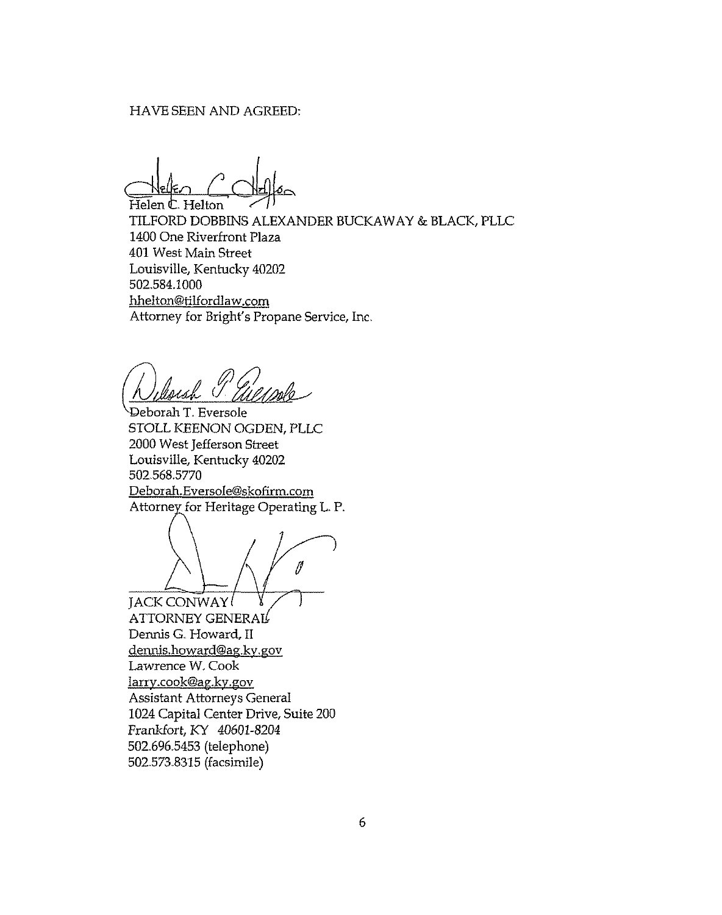HAVE SEEN AND AGREED:

Helen C. Helton  
TILFORD DOBBINS ALEXANDER BUCKAWAY & BLACK, PLLC  
1400 One Riverfront Plaza  
401 West Main Street  
Louisville, Kentucky 40202  
502.584.1000  
hhelton@tilfordlaw.com  
Attorney for Bright's Propane Service, Inc.

Deborah T. Eversole  
STOLL KEENON OGDEN, PLLC  
2000 West Jefferson Street  
Louisville, Kentucky 40202  
502.568.5770  
Deborah.Eversole@skofirm.com  
Attorney for Heritage Operating L. P.

JACK CONWAY  
ATTORNEY GENERAL  
Dennis G. Howard, II  
dennis.howard@ag.ky.gov  
Lawrence W. Cook  
larry.cook@ag.ky.gov  
Assistant Attorneys General  
1024 Capital Center Drive, Suite 200  
*Frankfort, KY 40601-8204*  
502.696.5453 (telephone)  
502.573.8315 (facsimile)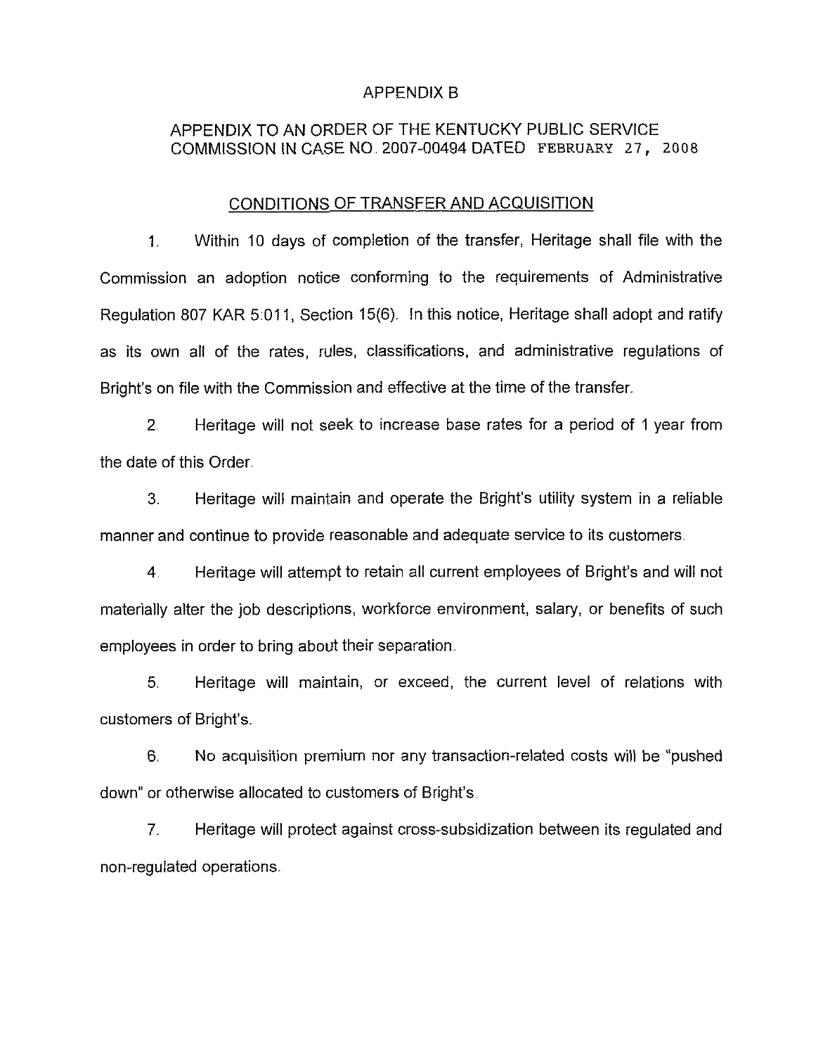# APPENDIX B

## APPENDIX TO AN ORDER OF THE KENTUCKY PUBLIC SERVICE COMMISSION IN CASE NO. 2007-00494 DATED FEBRUARY 27, 2008

### CONDITIONS OF TRANSFER AND ACQUISITION

1. Within 10 days of completion of the transfer, Heritage shall file with the Commission an adoption notice conforming to the requirements of Administrative Regulation 807 KAR 5:011, Section 15(6). In this notice, Heritage shall adopt and ratify as its own all of the rates, rules, classifications, and administrative regulations of Bright's on file with the Commission and effective at the time of the transfer.

2. Heritage will not seek to increase base rates for a period of 1 year from the date of this Order.

3. Heritage will maintain and operate the Bright's utility system in a reliable manner and continue to provide reasonable and adequate service to its customers.

4. Heritage will attempt to retain all current employees of Bright's and will not materially alter the job descriptions, workforce environment, salary, or benefits of such employees in order to bring about their separation.

5. Heritage will maintain, or exceed, the current level of relations with customers of Bright's.

6. No acquisition premium nor any transaction-related costs will be "pushed down" or otherwise allocated to customers of Bright's.

7. Heritage will protect against cross-subsidization between its regulated and non-regulated operations.